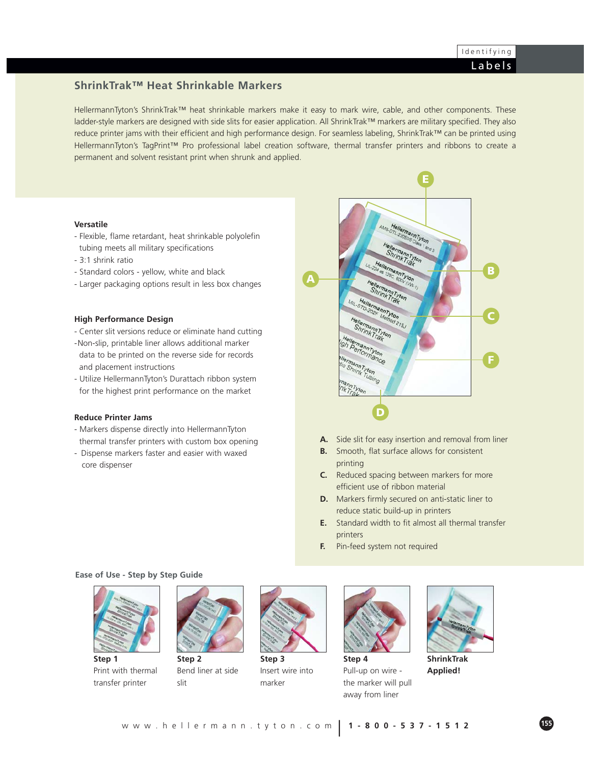## ShrinkTrak™ Heat Shrinkable Markers

HellermannTyton's ShrinkTrak™ heat shrinkable markers make it easy to mark wire, cable, and other components. These ladder-style markers are designed with side slits for easier application. All ShrinkTrak™ markers are military specified. They also reduce printer jams with their efficient and high performance design. For seamless labeling, ShrinkTrak™ can be printed using HellermannTyton's TagPrint™ Pro professional label creation software, thermal transfer printers and ribbons to create a permanent and solvent resistant print when shrunk and applied.

**Versatile**

- Flexible, flame retardant, heat shrinkable polyolefin tubing meets all military specifications
- 3:1 shrink ratio
- Standard colors - yellow, white and black
- Larger packaging options result in less box changes

**High Performance Design**

- Center slit versions reduce or eliminate hand cutting
- Non-slip, printable liner allows additional marker data to be printed on the reverse side for records and placement instructions
- Utilize HellermannTyton's Durattach ribbon system for the highest print performance on the market

**Reduce Printer Jams**

- Markers dispense directly into HellermannTyton thermal transfer printers with custom box opening
- Dispense markers faster and easier with waxed core dispenser

**A.** Side slit for easy insertion and removal from liner
**B.** Smooth, flat surface allows for consistent printing
**C.** Reduced spacing between markers for more efficient use of ribbon material
**D.** Markers firmly secured on anti-static liner to reduce static build-up in printers
**E.** Standard width to fit almost all thermal transfer printers
**F.** Pin-feed system not required

**Ease of Use - Step by Step Guide**

**Step 1**
Print with thermal transfer printer

**Step 2**
Bend liner at side slit

**Step 3**
Insert wire into marker

**Step 4**
Pull-up on wire - the marker will pull away from liner

**ShrinkTrak Applied!**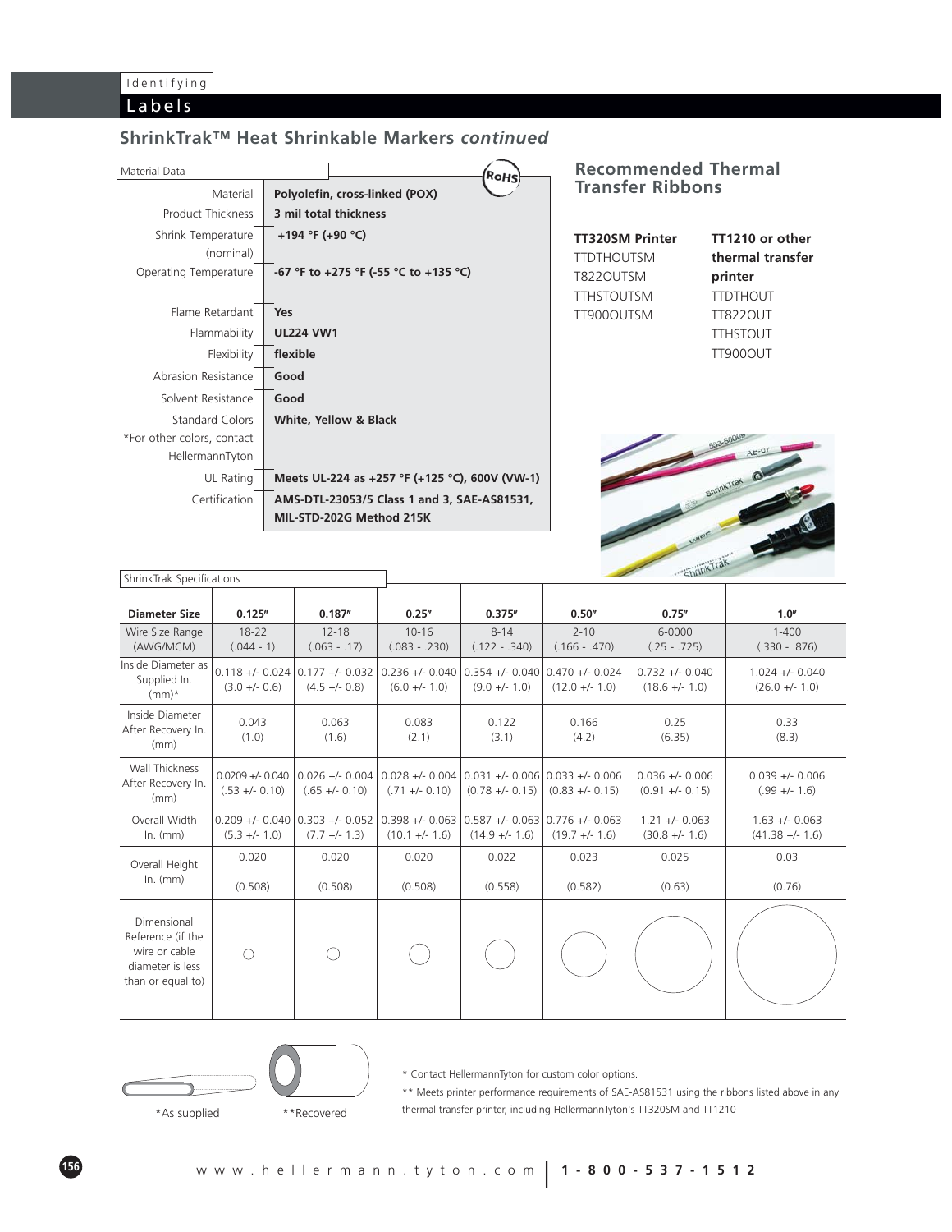Identifying

Labels

## ShrinkTrak™ Heat Shrinkable Markers *continued*

| Material Data | |
|---|---|
| Material | **Polyolefin, cross-linked (POX)** |
| Product Thickness | **3 mil total thickness** |
| Shrink Temperature (nominal) | **+194 °F (+90 °C)** |
| Operating Temperature | **-67 °F to +275 °F (-55 °C to +135 °C)** |
| Flame Retardant | **Yes** |
| Flammability | **UL224 VW1** |
| Flexibility | **flexible** |
| Abrasion Resistance | **Good** |
| Solvent Resistance | **Good** |
| Standard Colors *For other colors, contact HellermannTyton | **White, Yellow & Black** |
| UL Rating | **Meets UL-224 as +257 °F (+125 °C), 600V (VW-1)** |
| Certification | **AMS-DTL-23053/5 Class 1 and 3, SAE-AS81531, MIL-STD-202G Method 215K** |

RoHS

### Recommended Thermal Transfer Ribbons

**TT320SM Printer**
TTDTHOUTSM
T822OUTSM
TTHSTOUTSM
TT900OUTSM

**TT1210 or other thermal transfer printer**
TTDTHOUT
TT822OUT
TTHSTOUT
TT900OUT

ShrinkTrak Specifications

| Diameter Size | 0.125″ | 0.187″ | 0.25″ | 0.375″ | 0.50″ | 0.75″ | 1.0″ |
|---|---|---|---|---|---|---|---|
| Wire Size Range (AWG/MCM) | 18-22 (.044 - 1) | 12-18 (.063 - .17) | 10-16 (.083 - .230) | 8-14 (.122 - .340) | 2-10 (.166 - .470) | 6-0000 (.25 - .725) | 1-400 (.330 - .876) |
| Inside Diameter as Supplied In. (mm)* | 0.118 +/- 0.024 (3.0 +/- 0.6) | 0.177 +/- 0.032 (4.5 +/- 0.8) | 0.236 +/- 0.040 (6.0 +/- 1.0) | 0.354 +/- 0.040 (9.0 +/- 1.0) | 0.470 +/- 0.024 (12.0 +/- 1.0) | 0.732 +/- 0.040 (18.6 +/- 1.0) | 1.024 +/- 0.040 (26.0 +/- 1.0) |
| Inside Diameter After Recovery In. (mm) | 0.043 (1.0) | 0.063 (1.6) | 0.083 (2.1) | 0.122 (3.1) | 0.166 (4.2) | 0.25 (6.35) | 0.33 (8.3) |
| Wall Thickness After Recovery In. (mm) | 0.0209 +/- 0.040 (.53 +/- 0.10) | 0.026 +/- 0.004 (.65 +/- 0.10) | 0.028 +/- 0.004 (.71 +/- 0.10) | 0.031 +/- 0.006 (0.78 +/- 0.15) | 0.033 +/- 0.006 (0.83 +/- 0.15) | 0.036 +/- 0.006 (0.91 +/- 0.15) | 0.039 +/- 0.006 (.99 +/- 1.6) |
| Overall Width In. (mm) | 0.209 +/- 0.040 (5.3 +/- 1.0) | 0.303 +/- 0.052 (7.7 +/- 1.3) | 0.398 +/- 0.063 (10.1 +/- 1.6) | 0.587 +/- 0.063 (14.9 +/- 1.6) | 0.776 +/- 0.063 (19.7 +/- 1.6) | 1.21 +/- 0.063 (30.8 +/- 1.6) | 1.63 +/- 0.063 (41.38 +/- 1.6) |
| Overall Height In. (mm) | 0.020 (0.508) | 0.020 (0.508) | 0.020 (0.508) | 0.022 (0.558) | 0.023 (0.582) | 0.025 (0.63) | 0.03 (0.76) |
| Dimensional Reference (if the wire or cable diameter is less than or equal to) | | | | | | | |

*As supplied **Recovered

* Contact HellermannTyton for custom color options.

** Meets printer performance requirements of SAE-AS81531 using the ribbons listed above in any thermal transfer printer, including HellermannTyton's TT320SM and TT1210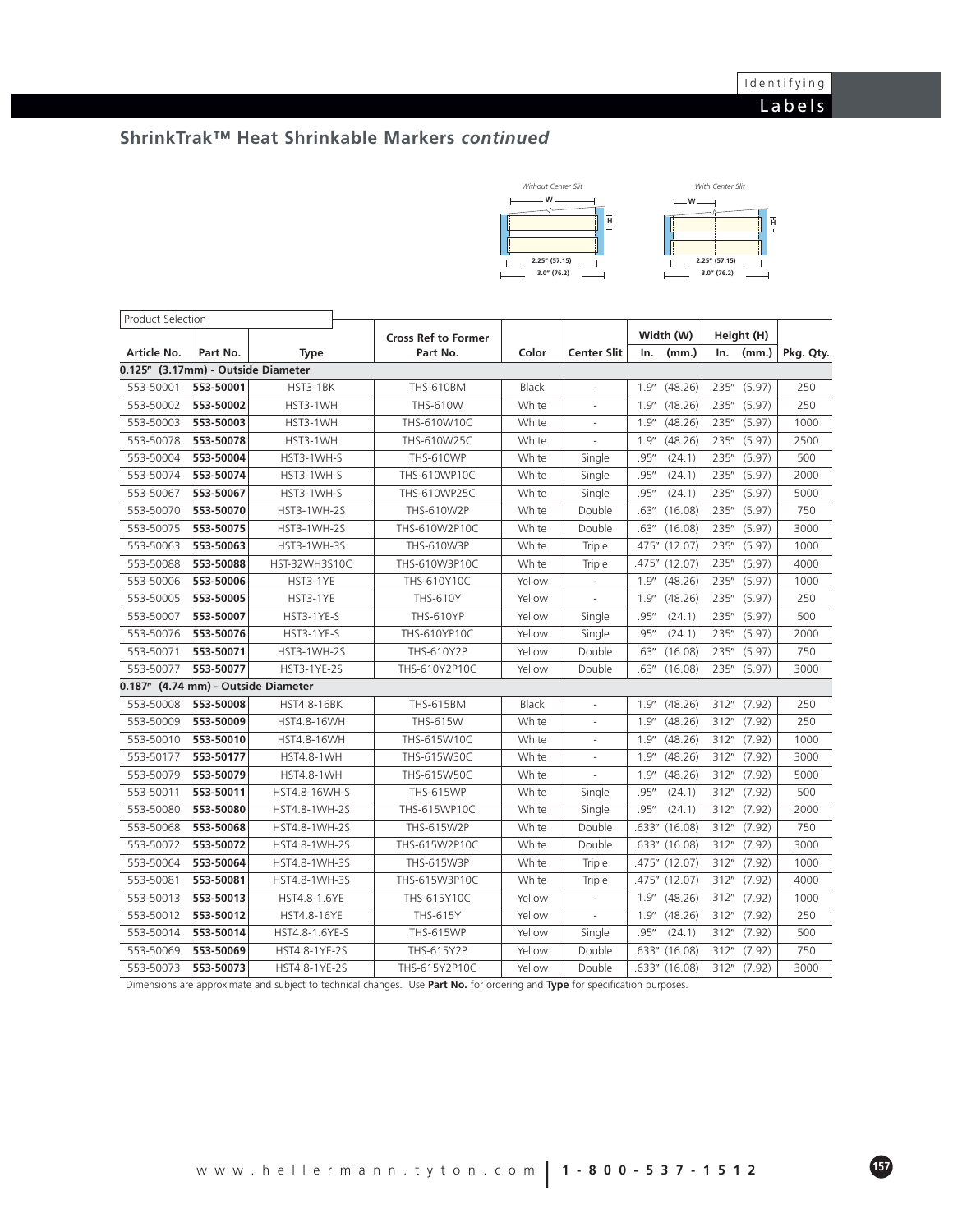## ShrinkTrak™ Heat Shrinkable Markers *continued*

Without Center Slit — With Center Slit

W, H, 2.25" (57.15), 3.0" (76.2)

Product Selection

| Article No. | Part No. | Type | Cross Ref to Former Part No. | Color | Center Slit | Width (W) In. | Width (W) (mm.) | Height (H) In. | Height (H) (mm.) | Pkg. Qty. |
|---|---|---|---|---|---|---|---|---|---|---|
| **0.125" (3.17mm) - Outside Diameter** | | | | | | | | | | |
| 553-50001 | **553-50001** | HST3-1BK | THS-610BM | Black | - | 1.9" | (48.26) | .235" | (5.97) | 250 |
| 553-50002 | **553-50002** | HST3-1WH | THS-610W | White | - | 1.9" | (48.26) | .235" | (5.97) | 250 |
| 553-50003 | **553-50003** | HST3-1WH | THS-610W10C | White | - | 1.9" | (48.26) | .235" | (5.97) | 1000 |
| 553-50078 | **553-50078** | HST3-1WH | THS-610W25C | White | - | 1.9" | (48.26) | .235" | (5.97) | 2500 |
| 553-50004 | **553-50004** | HST3-1WH-S | THS-610WP | White | Single | .95" | (24.1) | .235" | (5.97) | 500 |
| 553-50074 | **553-50074** | HST3-1WH-S | THS-610WP10C | White | Single | .95" | (24.1) | .235" | (5.97) | 2000 |
| 553-50067 | **553-50067** | HST3-1WH-S | THS-610WP25C | White | Single | .95" | (24.1) | .235" | (5.97) | 5000 |
| 553-50070 | **553-50070** | HST3-1WH-2S | THS-610W2P | White | Double | .63" | (16.08) | .235" | (5.97) | 750 |
| 553-50075 | **553-50075** | HST3-1WH-2S | THS-610W2P10C | White | Double | .63" | (16.08) | .235" | (5.97) | 3000 |
| 553-50063 | **553-50063** | HST3-1WH-3S | THS-610W3P | White | Triple | .475" | (12.07) | .235" | (5.97) | 1000 |
| 553-50088 | **553-50088** | HST-32WH3S10C | THS-610W3P10C | White | Triple | .475" | (12.07) | .235" | (5.97) | 4000 |
| 553-50006 | **553-50006** | HST3-1YE | THS-610Y10C | Yellow | - | 1.9" | (48.26) | .235" | (5.97) | 1000 |
| 553-50005 | **553-50005** | HST3-1YE | THS-610Y | Yellow | - | 1.9" | (48.26) | .235" | (5.97) | 250 |
| 553-50007 | **553-50007** | HST3-1YE-S | THS-610YP | Yellow | Single | .95" | (24.1) | .235" | (5.97) | 500 |
| 553-50076 | **553-50076** | HST3-1YE-S | THS-610YP10C | Yellow | Single | .95" | (24.1) | .235" | (5.97) | 2000 |
| 553-50071 | **553-50071** | HST3-1YE-2S | THS-610Y2P | Yellow | Double | .63" | (16.08) | .235" | (5.97) | 750 |
| 553-50077 | **553-50077** | HST3-1YE-2S | THS-610Y2P10C | Yellow | Double | .63" | (16.08) | .235" | (5.97) | 3000 |
| **0.187" (4.74 mm) - Outside Diameter** | | | | | | | | | | |
| 553-50008 | **553-50008** | HST4.8-16BK | THS-615BM | Black | - | 1.9" | (48.26) | .312" | (7.92) | 250 |
| 553-50009 | **553-50009** | HST4.8-16WH | THS-615W | White | - | 1.9" | (48.26) | .312" | (7.92) | 250 |
| 553-50010 | **553-50010** | HST4.8-16WH | THS-615W10C | White | - | 1.9" | (48.26) | .312" | (7.92) | 1000 |
| 553-50177 | **553-50177** | HST4.8-1WH | THS-615W30C | White | - | 1.9" | (48.26) | .312" | (7.92) | 3000 |
| 553-50079 | **553-50079** | HST4.8-1WH | THS-615W50C | White | - | 1.9" | (48.26) | .312" | (7.92) | 5000 |
| 553-50011 | **553-50011** | HST4.8-16WH-S | THS-615WP | White | Single | .95" | (24.1) | .312" | (7.92) | 500 |
| 553-50080 | **553-50080** | HST4.8-1WH-2S | THS-615WP10C | White | Single | .95" | (24.1) | .312" | (7.92) | 2000 |
| 553-50068 | **553-50068** | HST4.8-1WH-2S | THS-615W2P | White | Double | .633" | (16.08) | .312" | (7.92) | 750 |
| 553-50072 | **553-50072** | HST4.8-1WH-2S | THS-615W2P10C | White | Double | .633" | (16.08) | .312" | (7.92) | 3000 |
| 553-50064 | **553-50064** | HST4.8-1WH-3S | THS-615W3P | White | Triple | .475" | (12.07) | .312" | (7.92) | 1000 |
| 553-50081 | **553-50081** | HST4.8-1WH-3S | THS-615W3P10C | White | Triple | .475" | (12.07) | .312" | (7.92) | 4000 |
| 553-50013 | **553-50013** | HST4.8-1.6YE | THS-615Y10C | Yellow | - | 1.9" | (48.26) | .312" | (7.92) | 1000 |
| 553-50012 | **553-50012** | HST4.8-16YE | THS-615Y | Yellow | - | 1.9" | (48.26) | .312" | (7.92) | 250 |
| 553-50014 | **553-50014** | HST4.8-1.6YE-S | THS-615WP | Yellow | Single | .95" | (24.1) | .312" | (7.92) | 500 |
| 553-50069 | **553-50069** | HST4.8-1YE-2S | THS-615Y2P | Yellow | Double | .633" | (16.08) | .312" | (7.92) | 750 |
| 553-50073 | **553-50073** | HST4.8-1YE-2S | THS-615Y2P10C | Yellow | Double | .633" | (16.08) | .312" | (7.92) | 3000 |

Dimensions are approximate and subject to technical changes. Use **Part No.** for ordering and **Type** for specification purposes.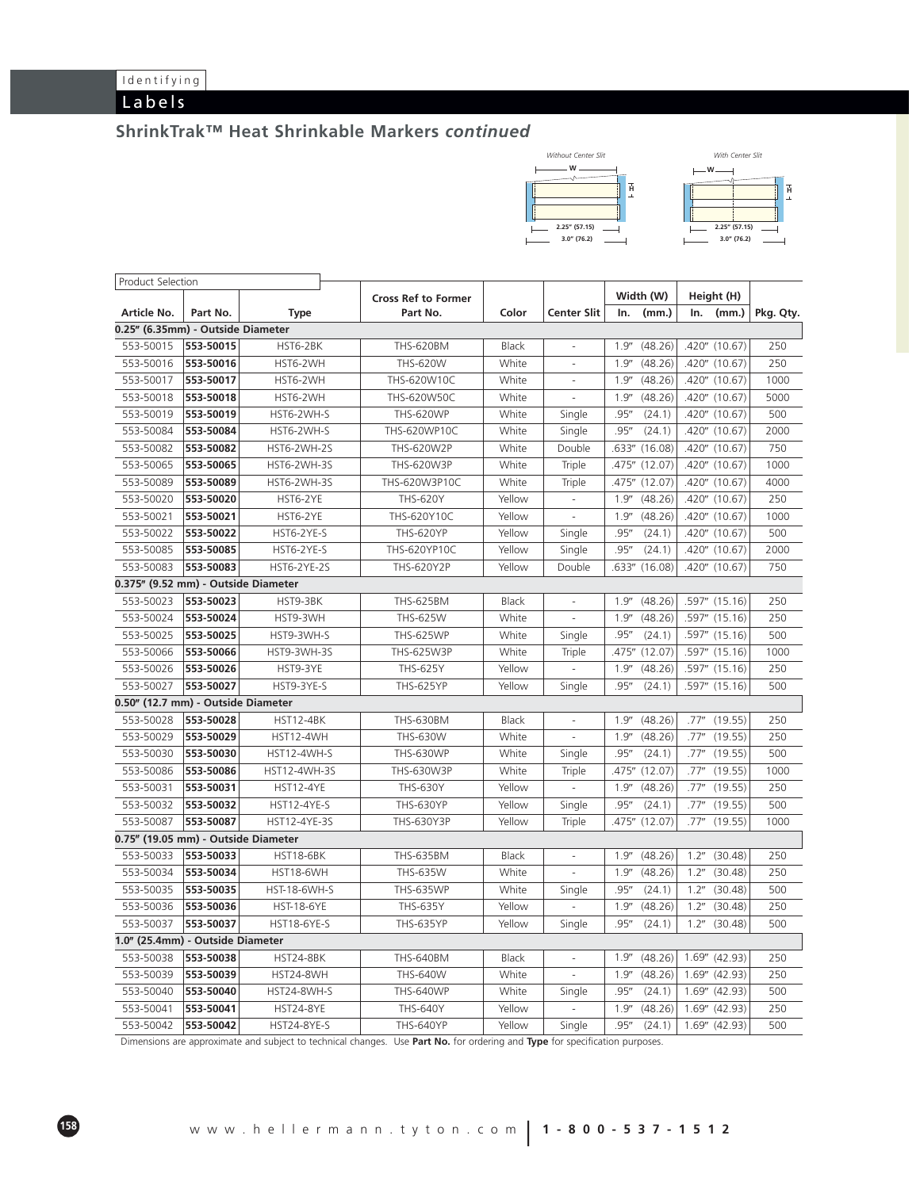Identifying

Labels

## ShrinkTrak™ Heat Shrinkable Markers *continued*

Without Center Slit

W

H

2.25" (57.15)

3.0" (76.2)

With Center Slit

W

H

2.25" (57.15)

3.0" (76.2)

Product Selection

| Article No. | Part No. | Type | Cross Ref to Former Part No. | Color | Center Slit | Width (W) In. | (mm.) | Height (H) In. | (mm.) | Pkg. Qty. |
|---|---|---|---|---|---|---|---|---|---|---|
| **0.25" (6.35mm) - Outside Diameter** | | | | | | | | | | |
| 553-50015 | **553-50015** | HST6-2BK | THS-620BM | Black | - | 1.9" | (48.26) | .420" | (10.67) | 250 |
| 553-50016 | **553-50016** | HST6-2WH | THS-620W | White | - | 1.9" | (48.26) | .420" | (10.67) | 250 |
| 553-50017 | **553-50017** | HST6-2WH | THS-620W10C | White | - | 1.9" | (48.26) | .420" | (10.67) | 1000 |
| 553-50018 | **553-50018** | HST6-2WH | THS-620W50C | White | - | 1.9" | (48.26) | .420" | (10.67) | 5000 |
| 553-50019 | **553-50019** | HST6-2WH-S | THS-620WP | White | Single | .95" | (24.1) | .420" | (10.67) | 500 |
| 553-50084 | **553-50084** | HST6-2WH-S | THS-620WP10C | White | Single | .95" | (24.1) | .420" | (10.67) | 2000 |
| 553-50082 | **553-50082** | HST6-2WH-2S | THS-620W2P | White | Double | .633" | (16.08) | .420" | (10.67) | 750 |
| 553-50065 | **553-50065** | HST6-2WH-3S | THS-620W3P | White | Triple | .475" | (12.07) | .420" | (10.67) | 1000 |
| 553-50089 | **553-50089** | HST6-2WH-3S | THS-620W3P10C | White | Triple | .475" | (12.07) | .420" | (10.67) | 4000 |
| 553-50020 | **553-50020** | HST6-2YE | THS-620Y | Yellow | - | 1.9" | (48.26) | .420" | (10.67) | 250 |
| 553-50021 | **553-50021** | HST6-2YE | THS-620Y10C | Yellow | - | 1.9" | (48.26) | .420" | (10.67) | 1000 |
| 553-50022 | **553-50022** | HST6-2YE-S | THS-620YP | Yellow | Single | .95" | (24.1) | .420" | (10.67) | 500 |
| 553-50085 | **553-50085** | HST6-2YE-S | THS-620YP10C | Yellow | Single | .95" | (24.1) | .420" | (10.67) | 2000 |
| 553-50083 | **553-50083** | HST6-2YE-2S | THS-620Y2P | Yellow | Double | .633" | (16.08) | .420" | (10.67) | 750 |
| **0.375" (9.52 mm) - Outside Diameter** | | | | | | | | | | |
| 553-50023 | **553-50023** | HST9-3BK | THS-625BM | Black | - | 1.9" | (48.26) | .597" | (15.16) | 250 |
| 553-50024 | **553-50024** | HST9-3WH | THS-625W | White | - | 1.9" | (48.26) | .597" | (15.16) | 250 |
| 553-50025 | **553-50025** | HST9-3WH-S | THS-625WP | White | Single | .95" | (24.1) | .597" | (15.16) | 500 |
| 553-50066 | **553-50066** | HST9-3WH-3S | THS-625W3P | White | Triple | .475" | (12.07) | .597" | (15.16) | 1000 |
| 553-50026 | **553-50026** | HST9-3YE | THS-625Y | Yellow | - | 1.9" | (48.26) | .597" | (15.16) | 250 |
| 553-50027 | **553-50027** | HST9-3YE-S | THS-625YP | Yellow | Single | .95" | (24.1) | .597" | (15.16) | 500 |
| **0.50" (12.7 mm) - Outside Diameter** | | | | | | | | | | |
| 553-50028 | **553-50028** | HST12-4BK | THS-630BM | Black | - | 1.9" | (48.26) | .77" | (19.55) | 250 |
| 553-50029 | **553-50029** | HST12-4WH | THS-630W | White | - | 1.9" | (48.26) | .77" | (19.55) | 250 |
| 553-50030 | **553-50030** | HST12-4WH-S | THS-630WP | White | Single | .95" | (24.1) | .77" | (19.55) | 500 |
| 553-50086 | **553-50086** | HST12-4WH-3S | THS-630W3P | White | Triple | .475" | (12.07) | .77" | (19.55) | 1000 |
| 553-50031 | **553-50031** | HST12-4YE | THS-630Y | Yellow | - | 1.9" | (48.26) | .77" | (19.55) | 250 |
| 553-50032 | **553-50032** | HST12-4YE-S | THS-630YP | Yellow | Single | .95" | (24.1) | .77" | (19.55) | 500 |
| 553-50087 | **553-50087** | HST12-4YE-3S | THS-630Y3P | Yellow | Triple | .475" | (12.07) | .77" | (19.55) | 1000 |
| **0.75" (19.05 mm) - Outside Diameter** | | | | | | | | | | |
| 553-50033 | **553-50033** | HST18-6BK | THS-635BM | Black | - | 1.9" | (48.26) | 1.2" | (30.48) | 250 |
| 553-50034 | **553-50034** | HST18-6WH | THS-635W | White | - | 1.9" | (48.26) | 1.2" | (30.48) | 250 |
| 553-50035 | **553-50035** | HST-18-6WH-S | THS-635WP | White | Single | .95" | (24.1) | 1.2" | (30.48) | 500 |
| 553-50036 | **553-50036** | HST-18-6YE | THS-635Y | Yellow | - | 1.9" | (48.26) | 1.2" | (30.48) | 250 |
| 553-50037 | **553-50037** | HST18-6YE-S | THS-635YP | Yellow | Single | .95" | (24.1) | 1.2" | (30.48) | 500 |
| **1.0" (25.4mm) - Outside Diameter** | | | | | | | | | | |
| 553-50038 | **553-50038** | HST24-8BK | THS-640BM | Black | - | 1.9" | (48.26) | 1.69" | (42.93) | 250 |
| 553-50039 | **553-50039** | HST24-8WH | THS-640W | White | - | 1.9" | (48.26) | 1.69" | (42.93) | 250 |
| 553-50040 | **553-50040** | HST24-8WH-S | THS-640WP | White | Single | .95" | (24.1) | 1.69" | (42.93) | 500 |
| 553-50041 | **553-50041** | HST24-8YE | THS-640Y | Yellow | - | 1.9" | (48.26) | 1.69" | (42.93) | 250 |
| 553-50042 | **553-50042** | HST24-8YE-S | THS-640YP | Yellow | Single | .95" | (24.1) | 1.69" | (42.93) | 500 |

Dimensions are approximate and subject to technical changes. Use **Part No.** for ordering and **Type** for specification purposes.

www.hellermann.tyton.com | **1-800-537-1512**